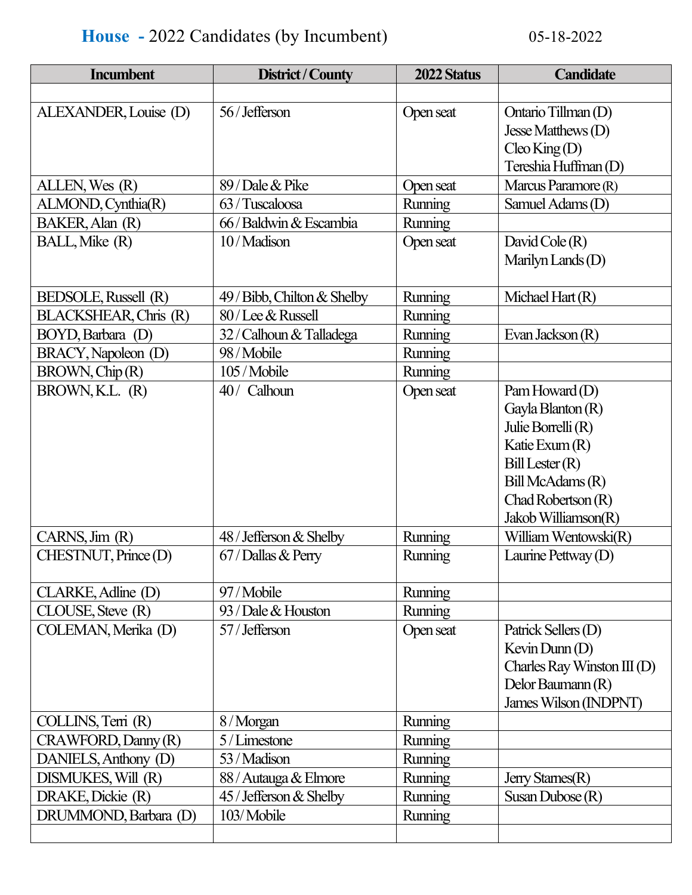# House - 2022 Candidates (by Incumbent)

05-18-2022

| Incumbent | District / County | 2022 Status | Candidate |
|---|---|---|---|
| | | | |
| ALEXANDER, Louise (D) | 56 / Jefferson | Open seat | Ontario Tillman (D)<br>Jesse Matthews (D)<br>Cleo King (D)<br>Tereshia Huffman (D) |
| ALLEN, Wes (R) | 89 / Dale & Pike | Open seat | Marcus Paramore (R) |
| ALMOND, Cynthia(R) | 63 / Tuscaloosa | Running | Samuel Adams (D) |
| BAKER, Alan (R) | 66 / Baldwin & Escambia | Running | |
| BALL, Mike (R) | 10 / Madison | Open seat | David Cole (R)<br>Marilyn Lands (D) |
| BEDSOLE, Russell (R) | 49 / Bibb, Chilton & Shelby | Running | Michael Hart (R) |
| BLACKSHEAR, Chris (R) | 80 / Lee & Russell | Running | |
| BOYD, Barbara (D) | 32 / Calhoun & Talladega | Running | Evan Jackson (R) |
| BRACY, Napoleon (D) | 98 / Mobile | Running | |
| BROWN, Chip (R) | 105 / Mobile | Running | |
| BROWN, K.L. (R) | 40 / Calhoun | Open seat | Pam Howard (D)<br>Gayla Blanton (R)<br>Julie Borrelli (R)<br>Katie Exum (R)<br>Bill Lester (R)<br>Bill McAdams (R)<br>Chad Robertson (R)<br>Jakob Williamson(R) |
| CARNS, Jim (R) | 48 / Jefferson & Shelby | Running | William Wentowski(R) |
| CHESTNUT, Prince (D) | 67 / Dallas & Perry | Running | Laurine Pettway (D) |
| CLARKE, Adline (D) | 97 / Mobile | Running | |
| CLOUSE, Steve (R) | 93 / Dale & Houston | Running | |
| COLEMAN, Merika (D) | 57 / Jefferson | Open seat | Patrick Sellers (D)<br>Kevin Dunn (D)<br>Charles Ray Winston III (D)<br>Delor Baumann (R)<br>James Wilson (INDPNT) |
| COLLINS, Terri (R) | 8 / Morgan | Running | |
| CRAWFORD, Danny (R) | 5 / Limestone | Running | |
| DANIELS, Anthony (D) | 53 / Madison | Running | |
| DISMUKES, Will (R) | 88 / Autauga & Elmore | Running | Jerry Starnes(R) |
| DRAKE, Dickie (R) | 45 / Jefferson & Shelby | Running | Susan Dubose (R) |
| DRUMMOND, Barbara (D) | 103/ Mobile | Running | |
| | | | |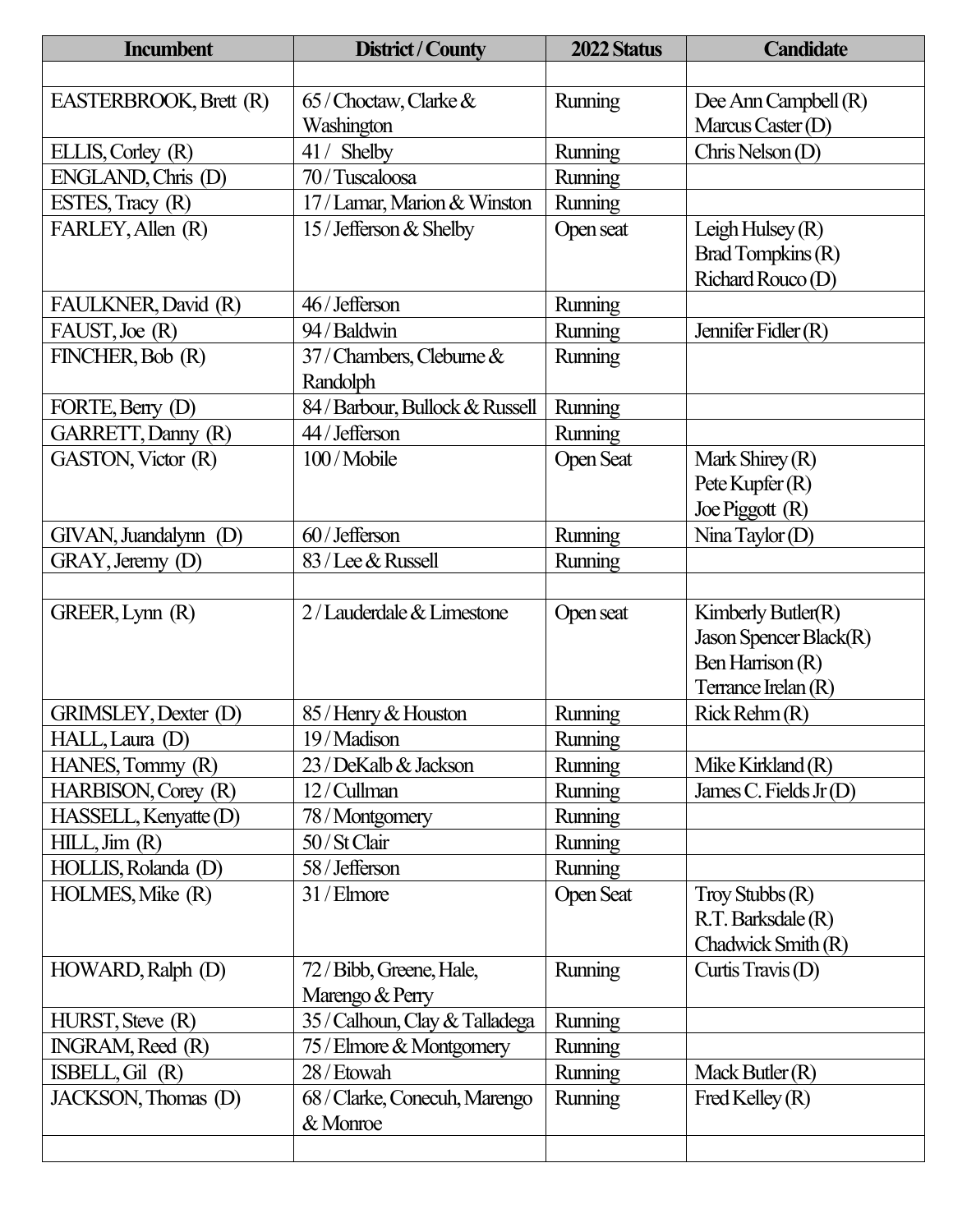| Incumbent | District / County | 2022 Status | Candidate |
|---|---|---|---|
| | | | |
| EASTERBROOK, Brett (R) | 65 / Choctaw, Clarke & Washington | Running | Dee Ann Campbell (R)<br>Marcus Caster (D) |
| ELLIS, Corley (R) | 41 / Shelby | Running | Chris Nelson (D) |
| ENGLAND, Chris (D) | 70 / Tuscaloosa | Running | |
| ESTES, Tracy (R) | 17 / Lamar, Marion & Winston | Running | |
| FARLEY, Allen (R) | 15 / Jefferson & Shelby | Open seat | Leigh Hulsey (R)<br>Brad Tompkins (R)<br>Richard Rouco (D) |
| FAULKNER, David (R) | 46 / Jefferson | Running | |
| FAUST, Joe (R) | 94 / Baldwin | Running | Jennifer Fidler (R) |
| FINCHER, Bob (R) | 37 / Chambers, Cleburne & Randolph | Running | |
| FORTE, Berry (D) | 84 / Barbour, Bullock & Russell | Running | |
| GARRETT, Danny (R) | 44 / Jefferson | Running | |
| GASTON, Victor (R) | 100 / Mobile | Open Seat | Mark Shirey (R)<br>Pete Kupfer (R)<br>Joe Piggott (R) |
| GIVAN, Juandalynn (D) | 60 / Jefferson | Running | Nina Taylor (D) |
| GRAY, Jeremy (D) | 83 / Lee & Russell | Running | |
| | | | |
| GREER, Lynn (R) | 2 / Lauderdale & Limestone | Open seat | Kimberly Butler(R)<br>Jason Spencer Black(R)<br>Ben Harrison (R)<br>Terrance Irelan (R) |
| GRIMSLEY, Dexter (D) | 85 / Henry & Houston | Running | Rick Rehm (R) |
| HALL, Laura (D) | 19 / Madison | Running | |
| HANES, Tommy (R) | 23 / DeKalb & Jackson | Running | Mike Kirkland (R) |
| HARBISON, Corey (R) | 12 / Cullman | Running | James C. Fields Jr (D) |
| HASSELL, Kenyatte (D) | 78 / Montgomery | Running | |
| HILL, Jim (R) | 50 / St Clair | Running | |
| HOLLIS, Rolanda (D) | 58 / Jefferson | Running | |
| HOLMES, Mike (R) | 31 / Elmore | Open Seat | Troy Stubbs (R)<br>R.T. Barksdale (R)<br>Chadwick Smith (R) |
| HOWARD, Ralph (D) | 72 / Bibb, Greene, Hale, Marengo & Perry | Running | Curtis Travis (D) |
| HURST, Steve (R) | 35 / Calhoun, Clay & Talladega | Running | |
| INGRAM, Reed (R) | 75 / Elmore & Montgomery | Running | |
| ISBELL, Gil (R) | 28 / Etowah | Running | Mack Butler (R) |
| JACKSON, Thomas (D) | 68 / Clarke, Conecuh, Marengo & Monroe | Running | Fred Kelley (R) |
| | | | |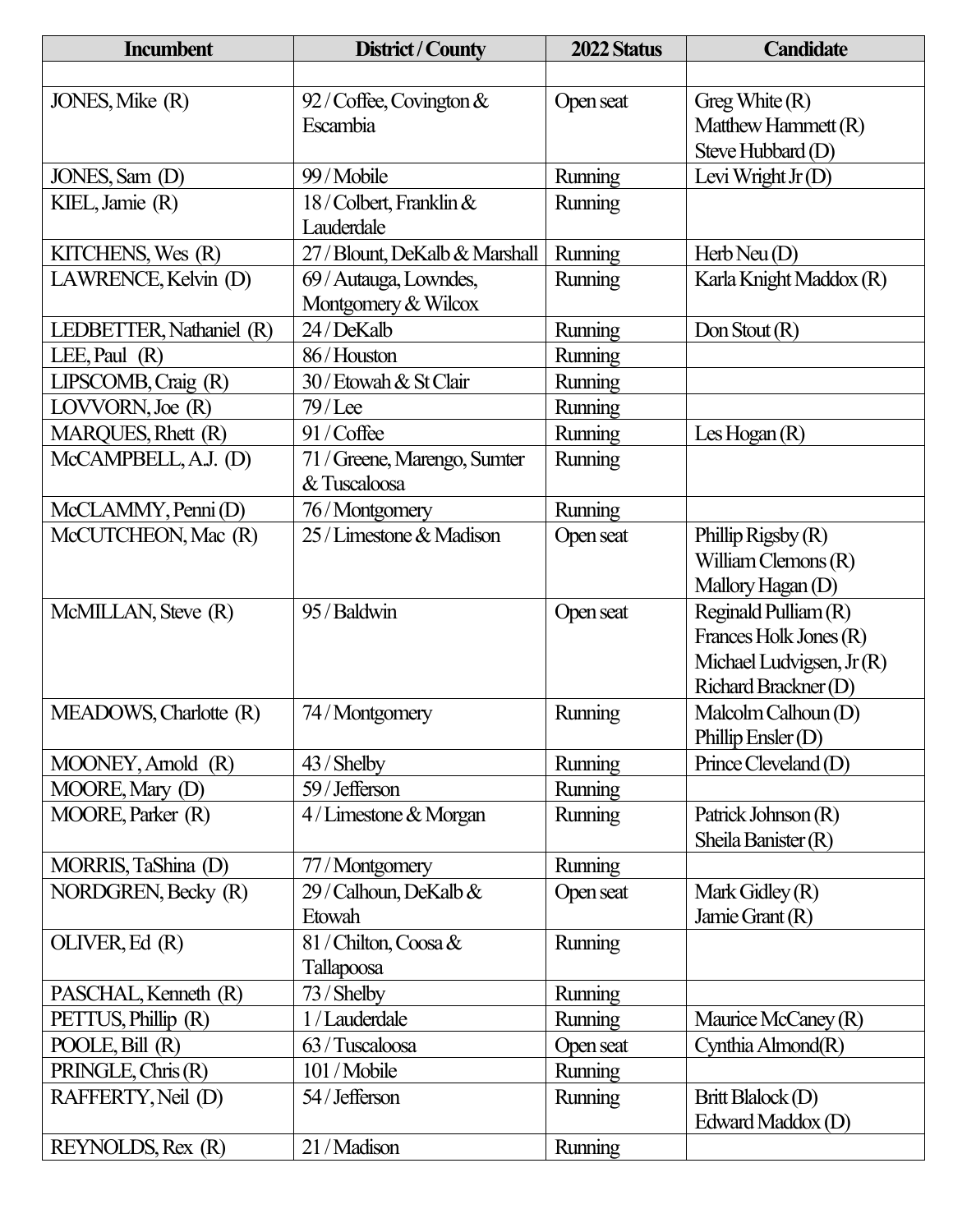| Incumbent | District / County | 2022 Status | Candidate |
|---|---|---|---|
| | | | |
| JONES, Mike (R) | 92 / Coffee, Covington & Escambia | Open seat | Greg White (R)<br>Matthew Hammett (R)<br>Steve Hubbard (D) |
| JONES, Sam (D) | 99 / Mobile | Running | Levi Wright Jr (D) |
| KIEL, Jamie (R) | 18 / Colbert, Franklin & Lauderdale | Running | |
| KITCHENS, Wes (R) | 27 / Blount, DeKalb & Marshall | Running | Herb Neu (D) |
| LAWRENCE, Kelvin (D) | 69 / Autauga, Lowndes, Montgomery & Wilcox | Running | Karla Knight Maddox (R) |
| LEDBETTER, Nathaniel (R) | 24 / DeKalb | Running | Don Stout (R) |
| LEE, Paul (R) | 86 / Houston | Running | |
| LIPSCOMB, Craig (R) | 30 / Etowah & St Clair | Running | |
| LOVVORN, Joe (R) | 79 / Lee | Running | |
| MARQUES, Rhett (R) | 91 / Coffee | Running | Les Hogan (R) |
| McCAMPBELL, A.J. (D) | 71 / Greene, Marengo, Sumter & Tuscaloosa | Running | |
| McCLAMMY, Penni (D) | 76 / Montgomery | Running | |
| McCUTCHEON, Mac (R) | 25 / Limestone & Madison | Open seat | Phillip Rigsby (R)<br>William Clemons (R)<br>Mallory Hagan (D) |
| McMILLAN, Steve (R) | 95 / Baldwin | Open seat | Reginald Pulliam (R)<br>Frances Holk Jones (R)<br>Michael Ludvigsen, Jr (R)<br>Richard Brackner (D) |
| MEADOWS, Charlotte (R) | 74 / Montgomery | Running | Malcolm Calhoun (D)<br>Phillip Ensler (D) |
| MOONEY, Arnold (R) | 43 / Shelby | Running | Prince Cleveland (D) |
| MOORE, Mary (D) | 59 / Jefferson | Running | |
| MOORE, Parker (R) | 4 / Limestone & Morgan | Running | Patrick Johnson (R)<br>Sheila Banister (R) |
| MORRIS, TaShina (D) | 77 / Montgomery | Running | |
| NORDGREN, Becky (R) | 29 / Calhoun, DeKalb & Etowah | Open seat | Mark Gidley (R)<br>Jamie Grant (R) |
| OLIVER, Ed (R) | 81 / Chilton, Coosa & Tallapoosa | Running | |
| PASCHAL, Kenneth (R) | 73 / Shelby | Running | |
| PETTUS, Phillip (R) | 1 / Lauderdale | Running | Maurice McCaney (R) |
| POOLE, Bill (R) | 63 / Tuscaloosa | Open seat | Cynthia Almond(R) |
| PRINGLE, Chris (R) | 101 / Mobile | Running | |
| RAFFERTY, Neil (D) | 54 / Jefferson | Running | Britt Blalock (D)<br>Edward Maddox (D) |
| REYNOLDS, Rex (R) | 21 / Madison | Running | |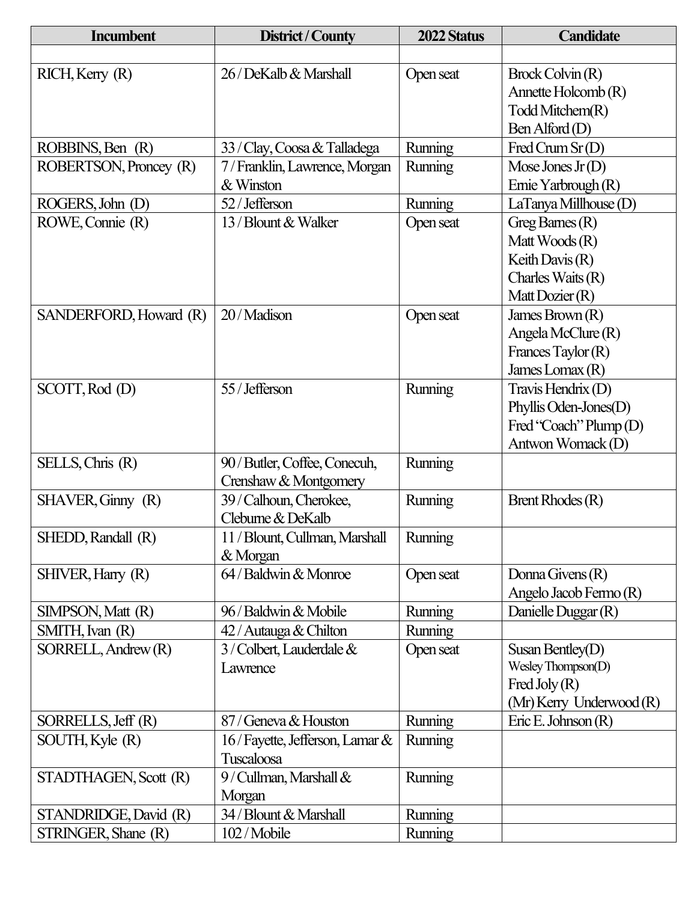| Incumbent | District / County | 2022 Status | Candidate |
|---|---|---|---|
| | | | |
| RICH, Kerry (R) | 26 / DeKalb & Marshall | Open seat | Brock Colvin (R)<br>Annette Holcomb (R)<br>Todd Mitchem(R)<br>Ben Alford (D) |
| ROBBINS, Ben (R) | 33 / Clay, Coosa & Talladega | Running | Fred Crum Sr (D) |
| ROBERTSON, Proncey (R) | 7 / Franklin, Lawrence, Morgan & Winston | Running | Mose Jones Jr (D)<br>Ernie Yarbrough (R) |
| ROGERS, John (D) | 52 / Jefferson | Running | LaTanya Millhouse (D) |
| ROWE, Connie (R) | 13 / Blount & Walker | Open seat | Greg Barnes (R)<br>Matt Woods (R)<br>Keith Davis (R)<br>Charles Waits (R)<br>Matt Dozier (R) |
| SANDERFORD, Howard (R) | 20 / Madison | Open seat | James Brown (R)<br>Angela McClure (R)<br>Frances Taylor (R)<br>James Lomax (R) |
| SCOTT, Rod (D) | 55 / Jefferson | Running | Travis Hendrix (D)<br>Phyllis Oden-Jones(D)<br>Fred "Coach" Plump (D)<br>Antwon Womack (D) |
| SELLS, Chris (R) | 90 / Butler, Coffee, Conecuh, Crenshaw & Montgomery | Running | |
| SHAVER, Ginny (R) | 39 / Calhoun, Cherokee, Cleburne & DeKalb | Running | Brent Rhodes (R) |
| SHEDD, Randall (R) | 11 / Blount, Cullman, Marshall & Morgan | Running | |
| SHIVER, Harry (R) | 64 / Baldwin & Monroe | Open seat | Donna Givens (R)<br>Angelo Jacob Fermo (R) |
| SIMPSON, Matt (R) | 96 / Baldwin & Mobile | Running | Danielle Duggar (R) |
| SMITH, Ivan (R) | 42 / Autauga & Chilton | Running | |
| SORRELL, Andrew (R) | 3 / Colbert, Lauderdale & Lawrence | Open seat | Susan Bentley(D)<br>Wesley Thompson(D)<br>Fred Joly (R)<br>(Mr) Kerry Underwood (R) |
| SORRELLS, Jeff (R) | 87 / Geneva & Houston | Running | Eric E. Johnson (R) |
| SOUTH, Kyle (R) | 16 / Fayette, Jefferson, Lamar & Tuscaloosa | Running | |
| STADTHAGEN, Scott (R) | 9 / Cullman, Marshall & Morgan | Running | |
| STANDRIDGE, David (R) | 34 / Blount & Marshall | Running | |
| STRINGER, Shane (R) | 102 / Mobile | Running | |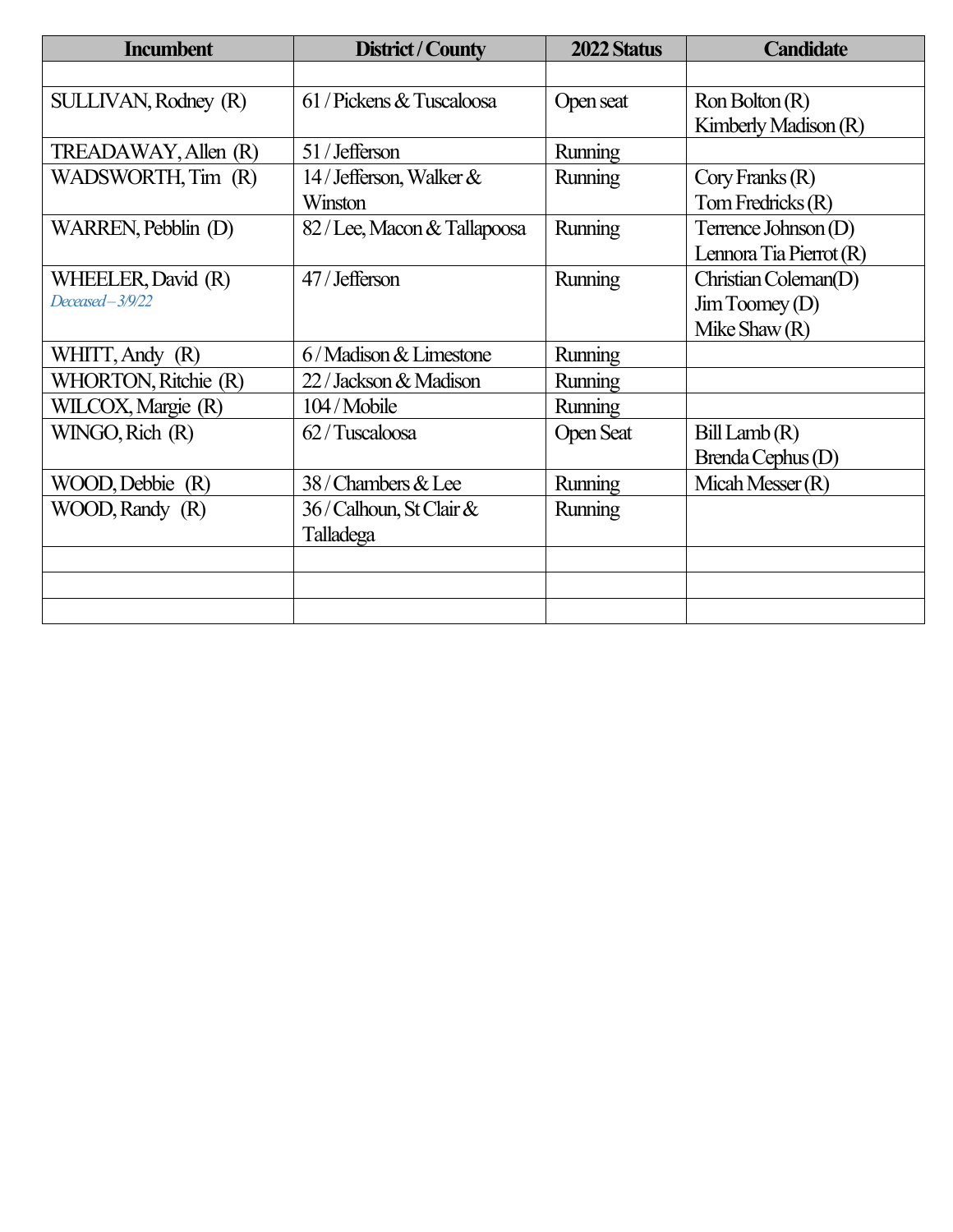| Incumbent | District / County | 2022 Status | Candidate |
|---|---|---|---|
| | | | |
| SULLIVAN, Rodney (R) | 61 / Pickens & Tuscaloosa | Open seat | Ron Bolton (R)<br>Kimberly Madison (R) |
| TREADAWAY, Allen (R) | 51 / Jefferson | Running | |
| WADSWORTH, Tim (R) | 14 / Jefferson, Walker & Winston | Running | Cory Franks (R)<br>Tom Fredricks (R) |
| WARREN, Pebblin (D) | 82 / Lee, Macon & Tallapoosa | Running | Terrence Johnson (D)<br>Lennora Tia Pierrot (R) |
| WHEELER, David (R)<br>*Deceased – 3/9/22* | 47 / Jefferson | Running | Christian Coleman(D)<br>Jim Toomey (D)<br>Mike Shaw (R) |
| WHITT, Andy (R) | 6 / Madison & Limestone | Running | |
| WHORTON, Ritchie (R) | 22 / Jackson & Madison | Running | |
| WILCOX, Margie (R) | 104 / Mobile | Running | |
| WINGO, Rich (R) | 62 / Tuscaloosa | Open Seat | Bill Lamb (R)<br>Brenda Cephus (D) |
| WOOD, Debbie (R) | 38 / Chambers & Lee | Running | Micah Messer (R) |
| WOOD, Randy (R) | 36 / Calhoun, St Clair & Talladega | Running | |
| | | | |
| | | | |
| | | | |